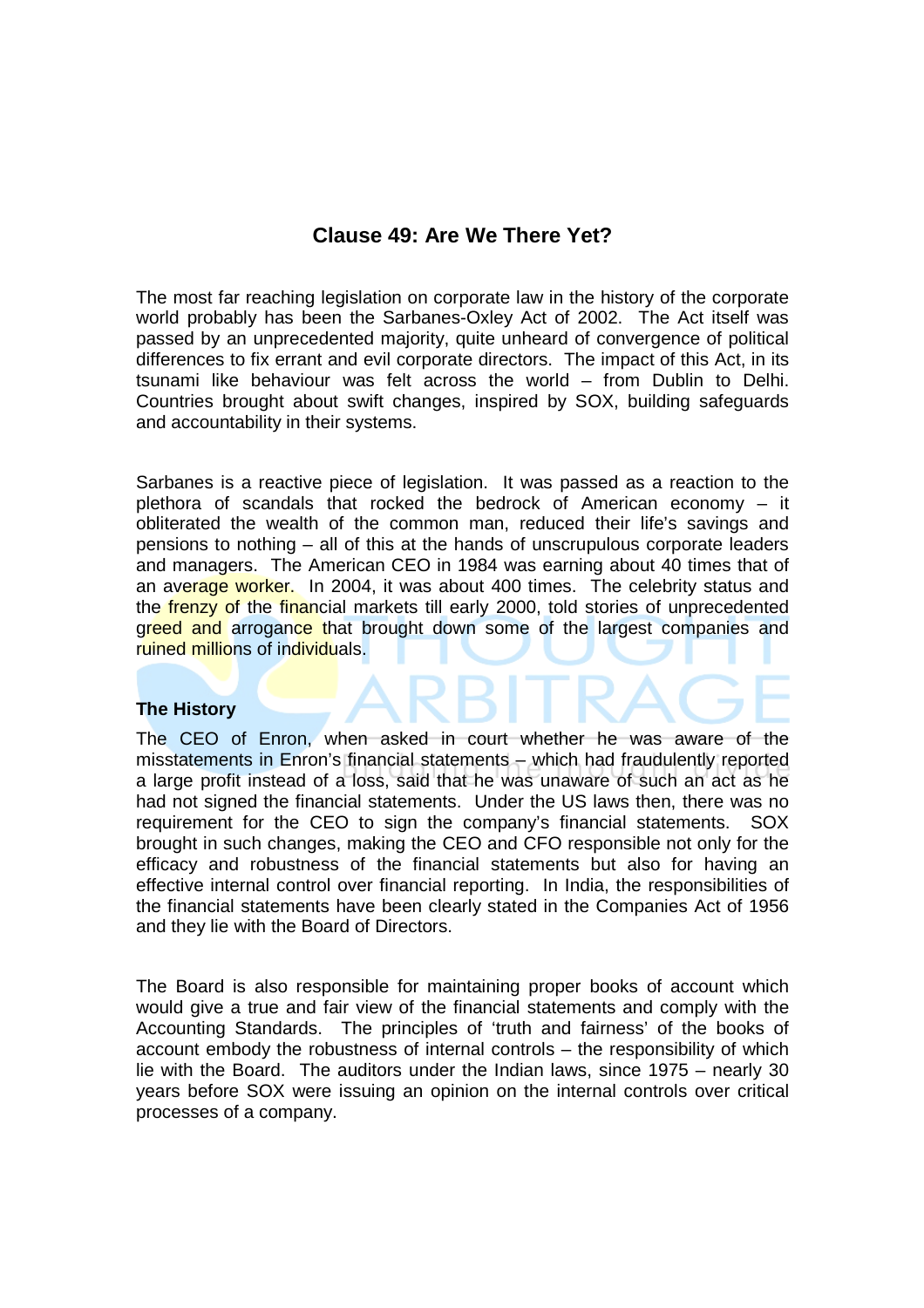# Clause 49: Are We There Yet?

The most far reaching legislation on corporate law in the history of the corporate world probably has been the Sarbanes-Oxley Act of 2002. The Act itself was passed by an unprecedented majority, quite unheard of convergence of political differences to fix errant and evil corporate directors. The impact of this Act, in its tsunami like behaviour was felt across the world – from Dublin to Delhi. Countries brought about swift changes, inspired by SOX, building safeguards and accountability in their systems.

Sarbanes is a reactive piece of legislation. It was passed as a reaction to the plethora of scandals that rocked the bedrock of American economy – it obliterated the wealth of the common man, reduced their life's savings and pensions to nothing – all of this at the hands of unscrupulous corporate leaders and managers. The American CEO in 1984 was earning about 40 times that of an average worker. In 2004, it was about 400 times. The celebrity status and the frenzy of the financial markets till early 2000, told stories of unprecedented greed and arrogance that brought down some of the largest companies and ruined millions of individuals.

## The History

The CEO of Enron, when asked in court whether he was aware of the misstatements in Enron's financial statements – which had fraudulently reported a large profit instead of a loss, said that he was unaware of such an act as he had not signed the financial statements. Under the US laws then, there was no requirement for the CEO to sign the company's financial statements. SOX brought in such changes, making the CEO and CFO responsible not only for the efficacy and robustness of the financial statements but also for having an effective internal control over financial reporting. In India, the responsibilities of the financial statements have been clearly stated in the Companies Act of 1956 and they lie with the Board of Directors.

The Board is also responsible for maintaining proper books of account which would give a true and fair view of the financial statements and comply with the Accounting Standards. The principles of 'truth and fairness' of the books of account embody the robustness of internal controls – the responsibility of which lie with the Board. The auditors under the Indian laws, since 1975 – nearly 30 years before SOX were issuing an opinion on the internal controls over critical processes of a company.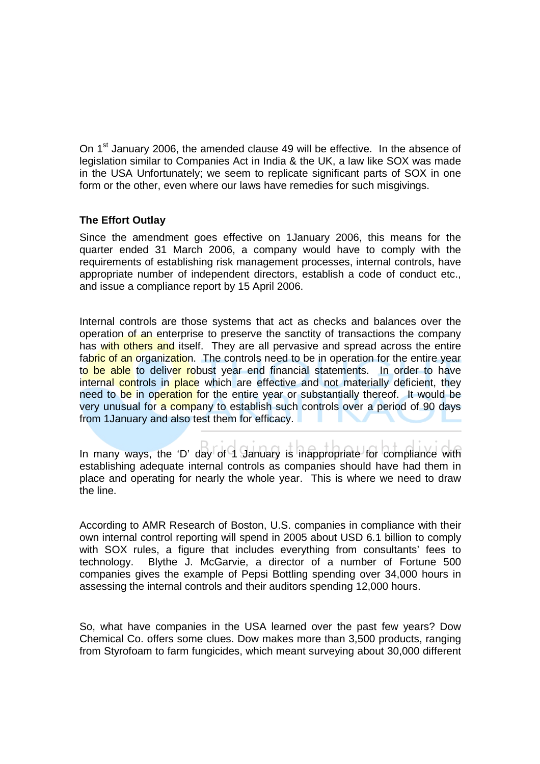On 1st January 2006, the amended clause 49 will be effective. In the absence of legislation similar to Companies Act in India & the UK, a law like SOX was made in the USA Unfortunately; we seem to replicate significant parts of SOX in one form or the other, even where our laws have remedies for such misgivings.

**The Effort Outlay**

Since the amendment goes effective on 1January 2006, this means for the quarter ended 31 March 2006, a company would have to comply with the requirements of establishing risk management processes, internal controls, have appropriate number of independent directors, establish a code of conduct etc., and issue a compliance report by 15 April 2006.

Internal controls are those systems that act as checks and balances over the operation of an enterprise to preserve the sanctity of transactions the company has with others and itself. They are all pervasive and spread across the entire fabric of an organization. The controls need to be in operation for the entire year to be able to deliver robust year end financial statements. In order to have internal controls in place which are effective and not materially deficient, they need to be in operation for the entire year or substantially thereof. It would be very unusual for a company to establish such controls over a period of 90 days from 1January and also test them for efficacy.

In many ways, the 'D' day of 1 January is inappropriate for compliance with establishing adequate internal controls as companies should have had them in place and operating for nearly the whole year. This is where we need to draw the line.

According to AMR Research of Boston, U.S. companies in compliance with their own internal control reporting will spend in 2005 about USD 6.1 billion to comply with SOX rules, a figure that includes everything from consultants' fees to technology. Blythe J. McGarvie, a director of a number of Fortune 500 companies gives the example of Pepsi Bottling spending over 34,000 hours in assessing the internal controls and their auditors spending 12,000 hours.

So, what have companies in the USA learned over the past few years? Dow Chemical Co. offers some clues. Dow makes more than 3,500 products, ranging from Styrofoam to farm fungicides, which meant surveying about 30,000 different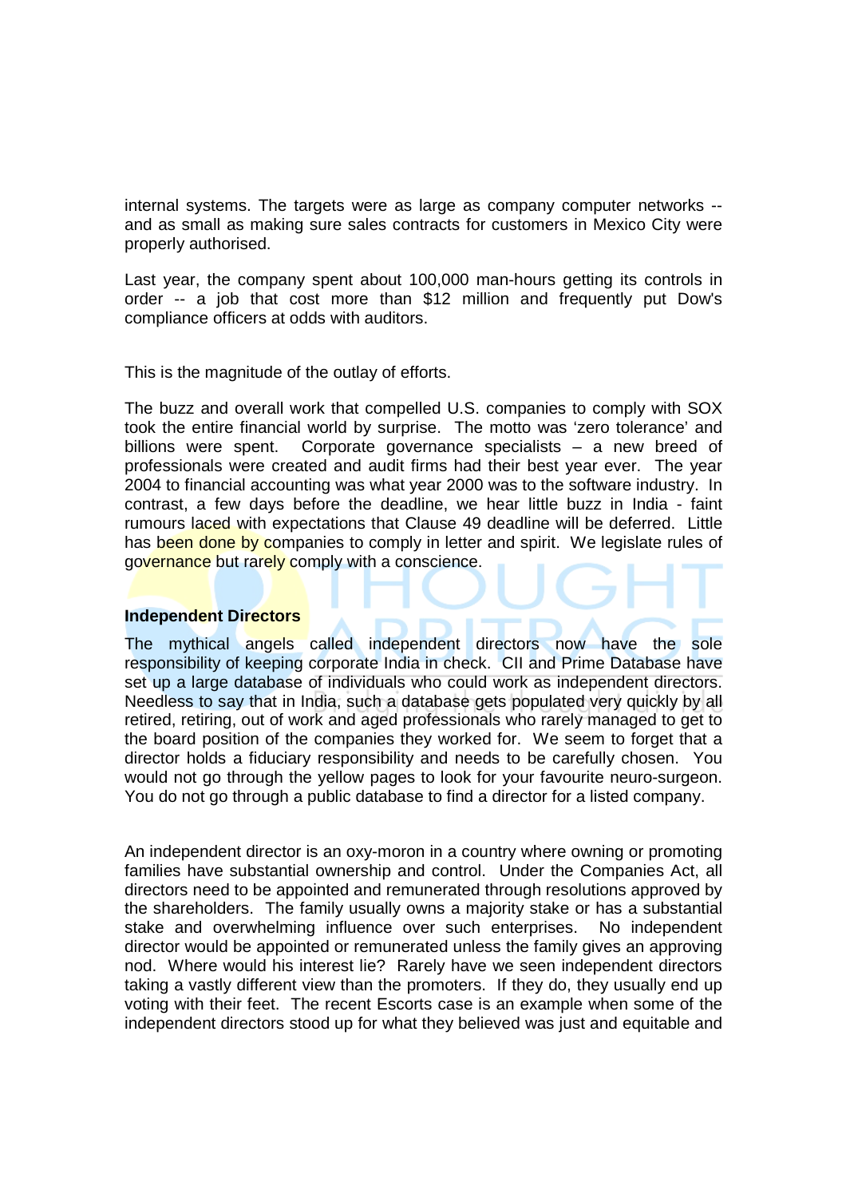internal systems. The targets were as large as company computer networks -- and as small as making sure sales contracts for customers in Mexico City were properly authorised.

Last year, the company spent about 100,000 man-hours getting its controls in order -- a job that cost more than $12 million and frequently put Dow's compliance officers at odds with auditors.

This is the magnitude of the outlay of efforts.

The buzz and overall work that compelled U.S. companies to comply with SOX took the entire financial world by surprise. The motto was 'zero tolerance' and billions were spent. Corporate governance specialists – a new breed of professionals were created and audit firms had their best year ever. The year 2004 to financial accounting was what year 2000 was to the software industry. In contrast, a few days before the deadline, we hear little buzz in India - faint rumours laced with expectations that Clause 49 deadline will be deferred. Little has been done by companies to comply in letter and spirit. We legislate rules of governance but rarely comply with a conscience.

**Independent Directors**

The mythical angels called independent directors now have the sole responsibility of keeping corporate India in check. CII and Prime Database have set up a large database of individuals who could work as independent directors. Needless to say that in India, such a database gets populated very quickly by all retired, retiring, out of work and aged professionals who rarely managed to get to the board position of the companies they worked for. We seem to forget that a director holds a fiduciary responsibility and needs to be carefully chosen. You would not go through the yellow pages to look for your favourite neuro-surgeon. You do not go through a public database to find a director for a listed company.

An independent director is an oxy-moron in a country where owning or promoting families have substantial ownership and control. Under the Companies Act, all directors need to be appointed and remunerated through resolutions approved by the shareholders. The family usually owns a majority stake or has a substantial stake and overwhelming influence over such enterprises. No independent director would be appointed or remunerated unless the family gives an approving nod. Where would his interest lie? Rarely have we seen independent directors taking a vastly different view than the promoters. If they do, they usually end up voting with their feet. The recent Escorts case is an example when some of the independent directors stood up for what they believed was just and equitable and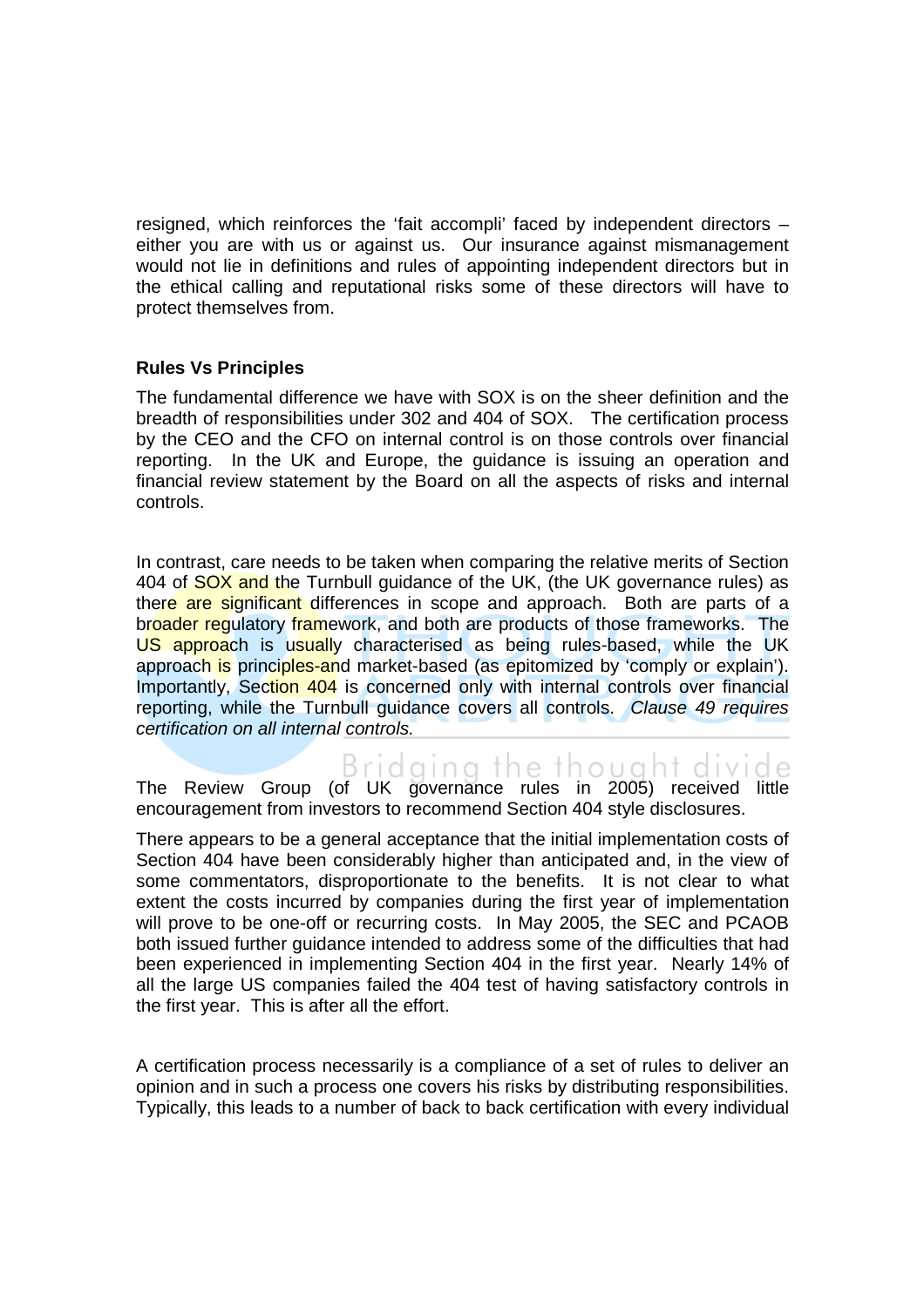resigned, which reinforces the 'fait accompli' faced by independent directors – either you are with us or against us. Our insurance against mismanagement would not lie in definitions and rules of appointing independent directors but in the ethical calling and reputational risks some of these directors will have to protect themselves from.

**Rules Vs Principles**

The fundamental difference we have with SOX is on the sheer definition and the breadth of responsibilities under 302 and 404 of SOX. The certification process by the CEO and the CFO on internal control is on those controls over financial reporting. In the UK and Europe, the guidance is issuing an operation and financial review statement by the Board on all the aspects of risks and internal controls.

In contrast, care needs to be taken when comparing the relative merits of Section 404 of SOX and the Turnbull guidance of the UK, (the UK governance rules) as there are significant differences in scope and approach. Both are parts of a broader regulatory framework, and both are products of those frameworks. The US approach is usually characterised as being rules-based, while the UK approach is principles-and market-based (as epitomized by 'comply or explain'). Importantly, Section 404 is concerned only with internal controls over financial reporting, while the Turnbull guidance covers all controls. *Clause 49 requires certification on all internal controls.*

The Review Group (of UK governance rules in 2005) received little encouragement from investors to recommend Section 404 style disclosures.

There appears to be a general acceptance that the initial implementation costs of Section 404 have been considerably higher than anticipated and, in the view of some commentators, disproportionate to the benefits. It is not clear to what extent the costs incurred by companies during the first year of implementation will prove to be one-off or recurring costs. In May 2005, the SEC and PCAOB both issued further guidance intended to address some of the difficulties that had been experienced in implementing Section 404 in the first year. Nearly 14% of all the large US companies failed the 404 test of having satisfactory controls in the first year. This is after all the effort.

A certification process necessarily is a compliance of a set of rules to deliver an opinion and in such a process one covers his risks by distributing responsibilities. Typically, this leads to a number of back to back certification with every individual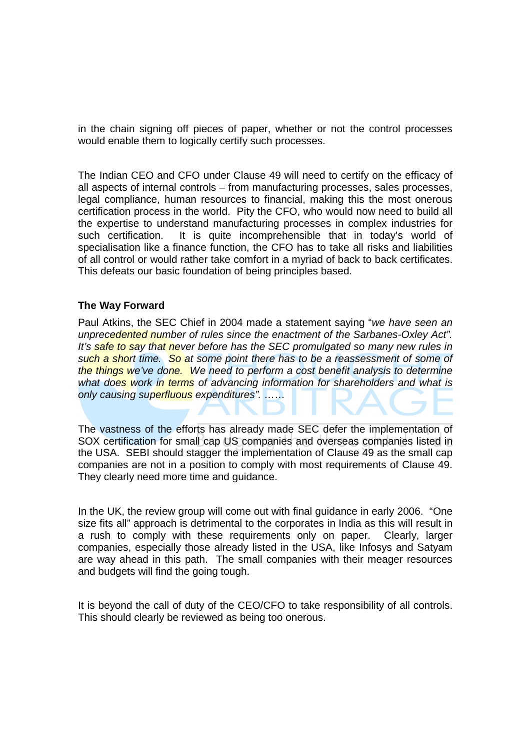in the chain signing off pieces of paper, whether or not the control processes would enable them to logically certify such processes.

The Indian CEO and CFO under Clause 49 will need to certify on the efficacy of all aspects of internal controls – from manufacturing processes, sales processes, legal compliance, human resources to financial, making this the most onerous certification process in the world. Pity the CFO, who would now need to build all the expertise to understand manufacturing processes in complex industries for such certification. It is quite incomprehensible that in today's world of specialisation like a finance function, the CFO has to take all risks and liabilities of all control or would rather take comfort in a myriad of back to back certificates. This defeats our basic foundation of being principles based.

**The Way Forward**

Paul Atkins, the SEC Chief in 2004 made a statement saying "*we have seen an unprecedented number of rules since the enactment of the Sarbanes-Oxley Act". It's safe to say that never before has the SEC promulgated so many new rules in such a short time. So at some point there has to be a reassessment of some of the things we've done. We need to perform a cost benefit analysis to determine what does work in terms of advancing information for shareholders and what is only causing superfluous expenditures".* ……

The vastness of the efforts has already made SEC defer the implementation of SOX certification for small cap US companies and overseas companies listed in the USA. SEBI should stagger the implementation of Clause 49 as the small cap companies are not in a position to comply with most requirements of Clause 49. They clearly need more time and guidance.

In the UK, the review group will come out with final guidance in early 2006. "One size fits all" approach is detrimental to the corporates in India as this will result in a rush to comply with these requirements only on paper. Clearly, larger companies, especially those already listed in the USA, like Infosys and Satyam are way ahead in this path. The small companies with their meager resources and budgets will find the going tough.

It is beyond the call of duty of the CEO/CFO to take responsibility of all controls. This should clearly be reviewed as being too onerous.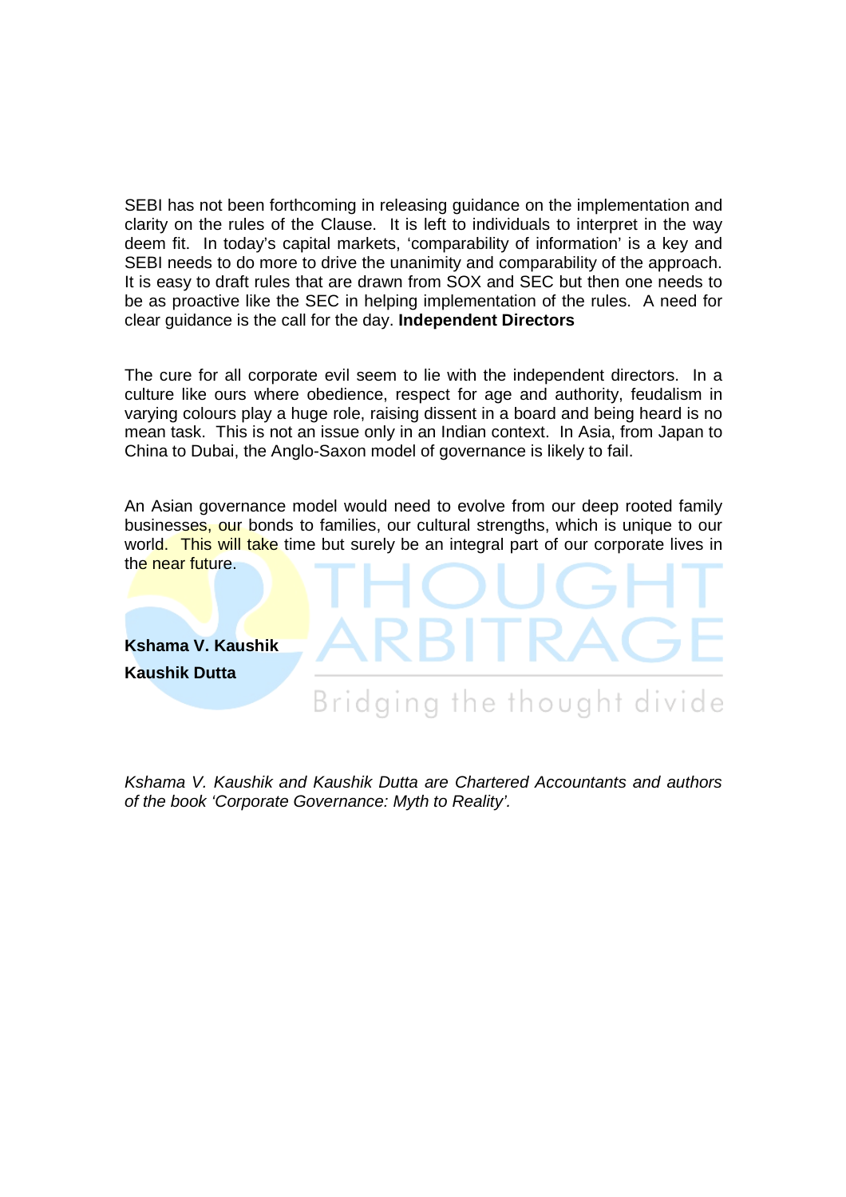SEBI has not been forthcoming in releasing guidance on the implementation and clarity on the rules of the Clause. It is left to individuals to interpret in the way deem fit. In today's capital markets, 'comparability of information' is a key and SEBI needs to do more to drive the unanimity and comparability of the approach. It is easy to draft rules that are drawn from SOX and SEC but then one needs to be as proactive like the SEC in helping implementation of the rules. A need for clear guidance is the call for the day. **Independent Directors**

The cure for all corporate evil seem to lie with the independent directors. In a culture like ours where obedience, respect for age and authority, feudalism in varying colours play a huge role, raising dissent in a board and being heard is no mean task. This is not an issue only in an Indian context. In Asia, from Japan to China to Dubai, the Anglo-Saxon model of governance is likely to fail.

An Asian governance model would need to evolve from our deep rooted family businesses, our bonds to families, our cultural strengths, which is unique to our world. This will take time but surely be an integral part of our corporate lives in the near future.

**Kshama V. Kaushik**

**Kaushik Dutta**

*Kshama V. Kaushik and Kaushik Dutta are Chartered Accountants and authors of the book 'Corporate Governance: Myth to Reality'.*